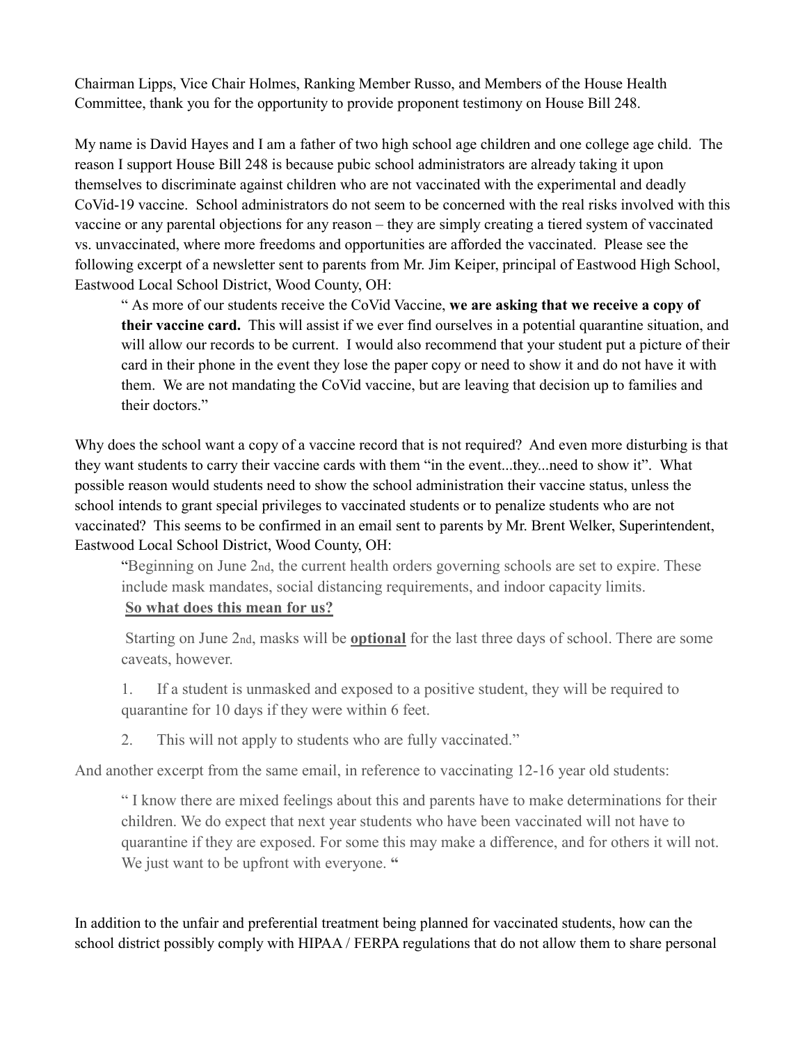Chairman Lipps, Vice Chair Holmes, Ranking Member Russo, and Members of the House Health Committee, thank you for the opportunity to provide proponent testimony on House Bill 248.

My name is David Hayes and I am a father of two high school age children and one college age child. The reason I support House Bill 248 is because pubic school administrators are already taking it upon themselves to discriminate against children who are not vaccinated with the experimental and deadly CoVid-19 vaccine. School administrators do not seem to be concerned with the real risks involved with this vaccine or any parental objections for any reason – they are simply creating a tiered system of vaccinated vs. unvaccinated, where more freedoms and opportunities are afforded the vaccinated. Please see the following excerpt of a newsletter sent to parents from Mr. Jim Keiper, principal of Eastwood High School, Eastwood Local School District, Wood County, OH:

> " As more of our students receive the CoVid Vaccine, **we are asking that we receive a copy of their vaccine card.** This will assist if we ever find ourselves in a potential quarantine situation, and will allow our records to be current. I would also recommend that your student put a picture of their card in their phone in the event they lose the paper copy or need to show it and do not have it with them. We are not mandating the CoVid vaccine, but are leaving that decision up to families and their doctors."

Why does the school want a copy of a vaccine record that is not required? And even more disturbing is that they want students to carry their vaccine cards with them "in the event...they...need to show it". What possible reason would students need to show the school administration their vaccine status, unless the school intends to grant special privileges to vaccinated students or to penalize students who are not vaccinated? This seems to be confirmed in an email sent to parents by Mr. Brent Welker, Superintendent, Eastwood Local School District, Wood County, OH:

> "Beginning on June 2nd, the current health orders governing schools are set to expire. These include mask mandates, social distancing requirements, and indoor capacity limits.
>
> **So what does this mean for us?**
>
> Starting on June 2nd, masks will be **optional** for the last three days of school. There are some caveats, however.
>
> 1. If a student is unmasked and exposed to a positive student, they will be required to quarantine for 10 days if they were within 6 feet.
> 2. This will not apply to students who are fully vaccinated."

And another excerpt from the same email, in reference to vaccinating 12-16 year old students:

> " I know there are mixed feelings about this and parents have to make determinations for their children. We do expect that next year students who have been vaccinated will not have to quarantine if they are exposed. For some this may make a difference, and for others it will not. We just want to be upfront with everyone. "

In addition to the unfair and preferential treatment being planned for vaccinated students, how can the school district possibly comply with HIPAA / FERPA regulations that do not allow them to share personal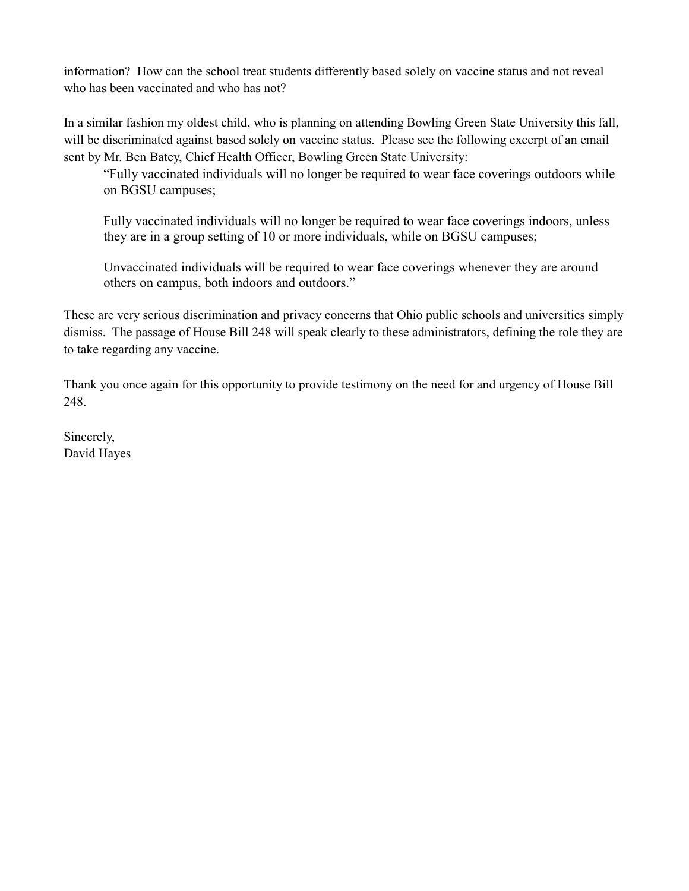information? How can the school treat students differently based solely on vaccine status and not reveal who has been vaccinated and who has not?

In a similar fashion my oldest child, who is planning on attending Bowling Green State University this fall, will be discriminated against based solely on vaccine status. Please see the following excerpt of an email sent by Mr. Ben Batey, Chief Health Officer, Bowling Green State University:

> "Fully vaccinated individuals will no longer be required to wear face coverings outdoors while on BGSU campuses;
>
> Fully vaccinated individuals will no longer be required to wear face coverings indoors, unless they are in a group setting of 10 or more individuals, while on BGSU campuses;
>
> Unvaccinated individuals will be required to wear face coverings whenever they are around others on campus, both indoors and outdoors."

These are very serious discrimination and privacy concerns that Ohio public schools and universities simply dismiss. The passage of House Bill 248 will speak clearly to these administrators, defining the role they are to take regarding any vaccine.

Thank you once again for this opportunity to provide testimony on the need for and urgency of House Bill 248.

Sincerely,
David Hayes